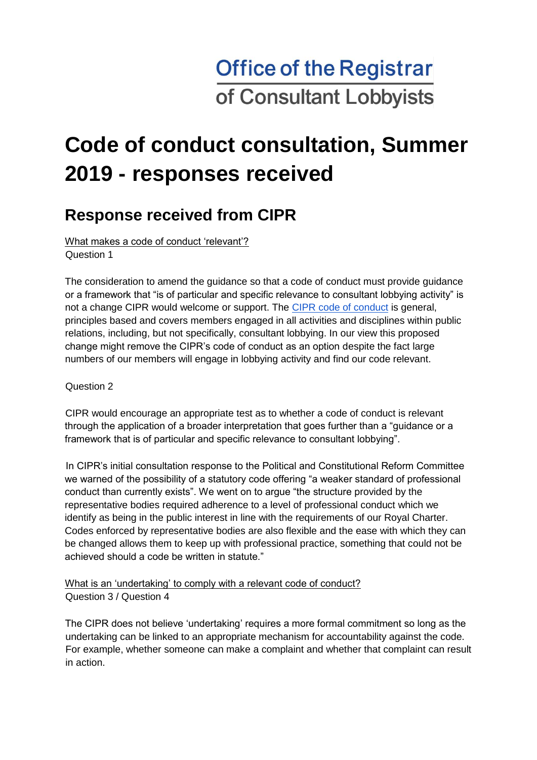Office of the Registrar
of Consultant Lobbyists

# Code of conduct consultation, Summer 2019 - responses received

## Response received from CIPR

What makes a code of conduct 'relevant'?
Question 1

The consideration to amend the guidance so that a code of conduct must provide guidance or a framework that "is of particular and specific relevance to consultant lobbying activity" is not a change CIPR would welcome or support. The CIPR code of conduct is general, principles based and covers members engaged in all activities and disciplines within public relations, including, but not specifically, consultant lobbying. In our view this proposed change might remove the CIPR's code of conduct as an option despite the fact large numbers of our members will engage in lobbying activity and find our code relevant.

Question 2

CIPR would encourage an appropriate test as to whether a code of conduct is relevant through the application of a broader interpretation that goes further than a "guidance or a framework that is of particular and specific relevance to consultant lobbying".

In CIPR's initial consultation response to the Political and Constitutional Reform Committee we warned of the possibility of a statutory code offering "a weaker standard of professional conduct than currently exists". We went on to argue "the structure provided by the representative bodies required adherence to a level of professional conduct which we identify as being in the public interest in line with the requirements of our Royal Charter. Codes enforced by representative bodies are also flexible and the ease with which they can be changed allows them to keep up with professional practice, something that could not be achieved should a code be written in statute."

What is an 'undertaking' to comply with a relevant code of conduct?
Question 3 / Question 4

The CIPR does not believe 'undertaking' requires a more formal commitment so long as the undertaking can be linked to an appropriate mechanism for accountability against the code. For example, whether someone can make a complaint and whether that complaint can result in action.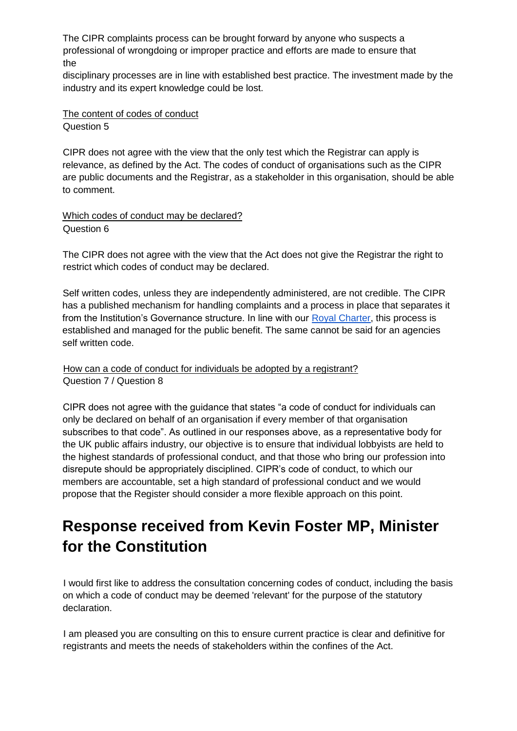The CIPR complaints process can be brought forward by anyone who suspects a professional of wrongdoing or improper practice and efforts are made to ensure that the

disciplinary processes are in line with established best practice. The investment made by the industry and its expert knowledge could be lost.

The content of codes of conduct

Question 5

CIPR does not agree with the view that the only test which the Registrar can apply is relevance, as defined by the Act. The codes of conduct of organisations such as the CIPR are public documents and the Registrar, as a stakeholder in this organisation, should be able to comment.

Which codes of conduct may be declared?

Question 6

The CIPR does not agree with the view that the Act does not give the Registrar the right to restrict which codes of conduct may be declared.

Self written codes, unless they are independently administered, are not credible. The CIPR has a published mechanism for handling complaints and a process in place that separates it from the Institution's Governance structure. In line with our [Royal Charter](), this process is established and managed for the public benefit. The same cannot be said for an agencies self written code.

How can a code of conduct for individuals be adopted by a registrant?

Question 7 / Question 8

CIPR does not agree with the guidance that states “a code of conduct for individuals can only be declared on behalf of an organisation if every member of that organisation subscribes to that code”. As outlined in our responses above, as a representative body for the UK public affairs industry, our objective is to ensure that individual lobbyists are held to the highest standards of professional conduct, and that those who bring our profession into disrepute should be appropriately disciplined. CIPR's code of conduct, to which our members are accountable, set a high standard of professional conduct and we would propose that the Register should consider a more flexible approach on this point.

## Response received from Kevin Foster MP, Minister for the Constitution

I would first like to address the consultation concerning codes of conduct, including the basis on which a code of conduct may be deemed 'relevant' for the purpose of the statutory declaration.

I am pleased you are consulting on this to ensure current practice is clear and definitive for registrants and meets the needs of stakeholders within the confines of the Act.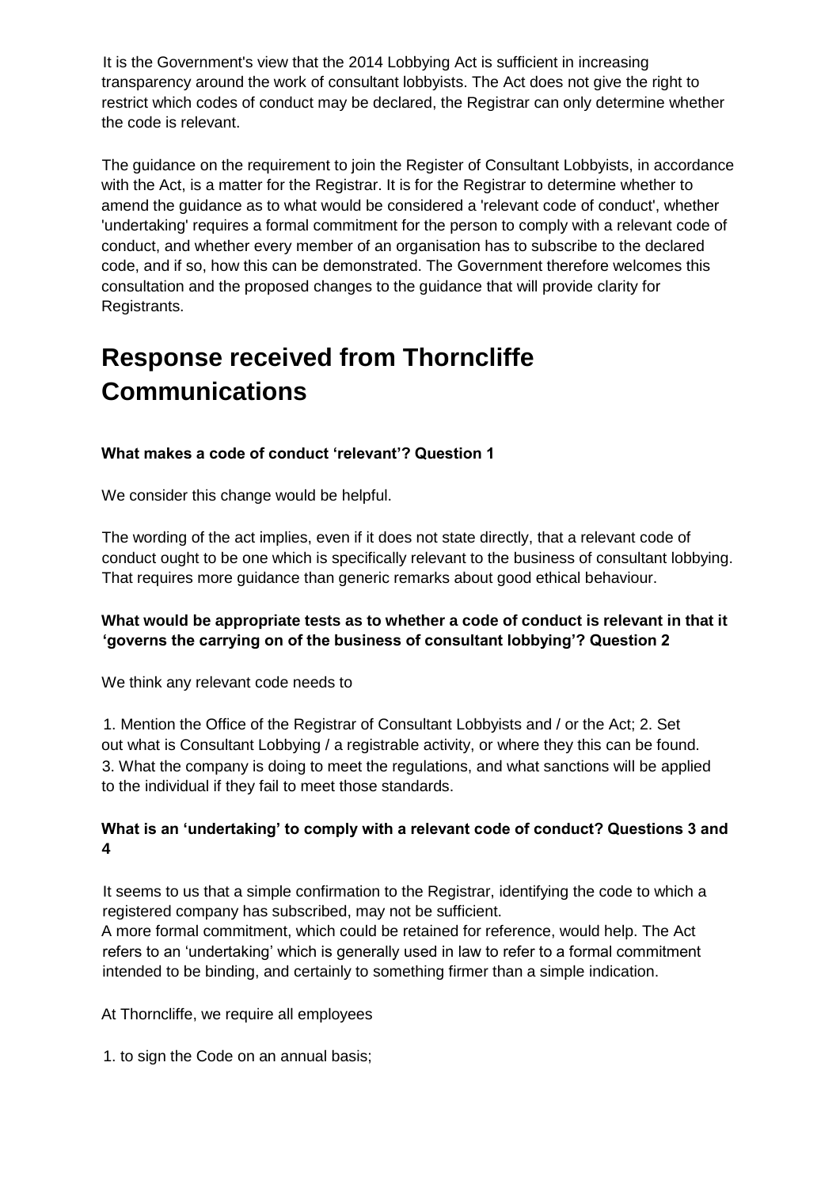It is the Government's view that the 2014 Lobbying Act is sufficient in increasing transparency around the work of consultant lobbyists. The Act does not give the right to restrict which codes of conduct may be declared, the Registrar can only determine whether the code is relevant.

The guidance on the requirement to join the Register of Consultant Lobbyists, in accordance with the Act, is a matter for the Registrar. It is for the Registrar to determine whether to amend the guidance as to what would be considered a 'relevant code of conduct', whether 'undertaking' requires a formal commitment for the person to comply with a relevant code of conduct, and whether every member of an organisation has to subscribe to the declared code, and if so, how this can be demonstrated. The Government therefore welcomes this consultation and the proposed changes to the guidance that will provide clarity for Registrants.

# Response received from Thorncliffe Communications

**What makes a code of conduct 'relevant'? Question 1**

We consider this change would be helpful.

The wording of the act implies, even if it does not state directly, that a relevant code of conduct ought to be one which is specifically relevant to the business of consultant lobbying. That requires more guidance than generic remarks about good ethical behaviour.

**What would be appropriate tests as to whether a code of conduct is relevant in that it 'governs the carrying on of the business of consultant lobbying'? Question 2**

We think any relevant code needs to

1. Mention the Office of the Registrar of Consultant Lobbyists and / or the Act; 2. Set out what is Consultant Lobbying / a registrable activity, or where they this can be found.
3. What the company is doing to meet the regulations, and what sanctions will be applied to the individual if they fail to meet those standards.

**What is an 'undertaking' to comply with a relevant code of conduct? Questions 3 and 4**

It seems to us that a simple confirmation to the Registrar, identifying the code to which a registered company has subscribed, may not be sufficient.
A more formal commitment, which could be retained for reference, would help. The Act refers to an 'undertaking' which is generally used in law to refer to a formal commitment intended to be binding, and certainly to something firmer than a simple indication.

At Thorncliffe, we require all employees

1. to sign the Code on an annual basis;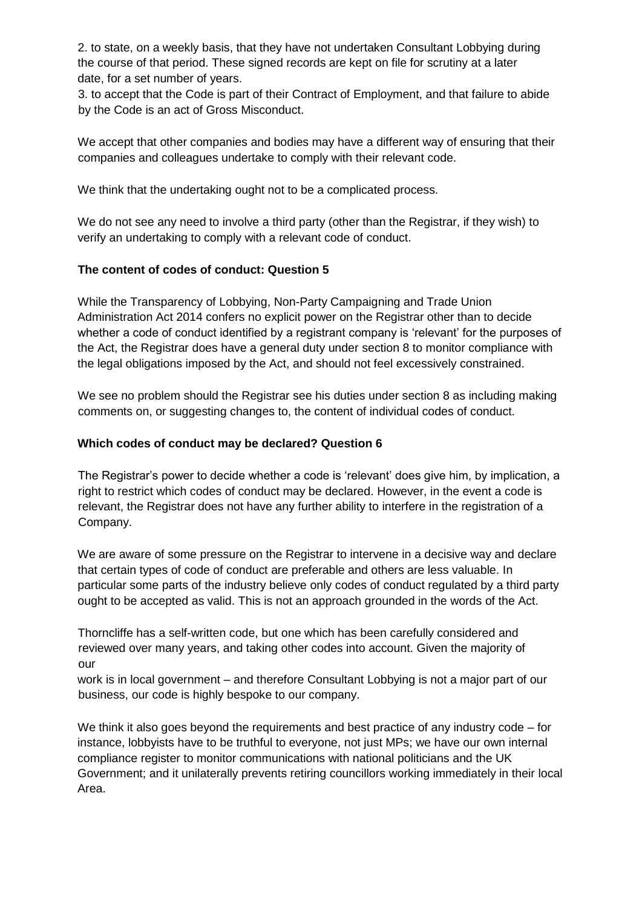2. to state, on a weekly basis, that they have not undertaken Consultant Lobbying during the course of that period. These signed records are kept on file for scrutiny at a later date, for a set number of years.

3. to accept that the Code is part of their Contract of Employment, and that failure to abide by the Code is an act of Gross Misconduct.

We accept that other companies and bodies may have a different way of ensuring that their companies and colleagues undertake to comply with their relevant code.

We think that the undertaking ought not to be a complicated process.

We do not see any need to involve a third party (other than the Registrar, if they wish) to verify an undertaking to comply with a relevant code of conduct.

**The content of codes of conduct: Question 5**

While the Transparency of Lobbying, Non-Party Campaigning and Trade Union Administration Act 2014 confers no explicit power on the Registrar other than to decide whether a code of conduct identified by a registrant company is 'relevant' for the purposes of the Act, the Registrar does have a general duty under section 8 to monitor compliance with the legal obligations imposed by the Act, and should not feel excessively constrained.

We see no problem should the Registrar see his duties under section 8 as including making comments on, or suggesting changes to, the content of individual codes of conduct.

**Which codes of conduct may be declared? Question 6**

The Registrar's power to decide whether a code is 'relevant' does give him, by implication, a right to restrict which codes of conduct may be declared. However, in the event a code is relevant, the Registrar does not have any further ability to interfere in the registration of a Company.

We are aware of some pressure on the Registrar to intervene in a decisive way and declare that certain types of code of conduct are preferable and others are less valuable. In particular some parts of the industry believe only codes of conduct regulated by a third party ought to be accepted as valid. This is not an approach grounded in the words of the Act.

Thorncliffe has a self-written code, but one which has been carefully considered and reviewed over many years, and taking other codes into account. Given the majority of our work is in local government – and therefore Consultant Lobbying is not a major part of our business, our code is highly bespoke to our company.

We think it also goes beyond the requirements and best practice of any industry code – for instance, lobbyists have to be truthful to everyone, not just MPs; we have our own internal compliance register to monitor communications with national politicians and the UK Government; and it unilaterally prevents retiring councillors working immediately in their local Area.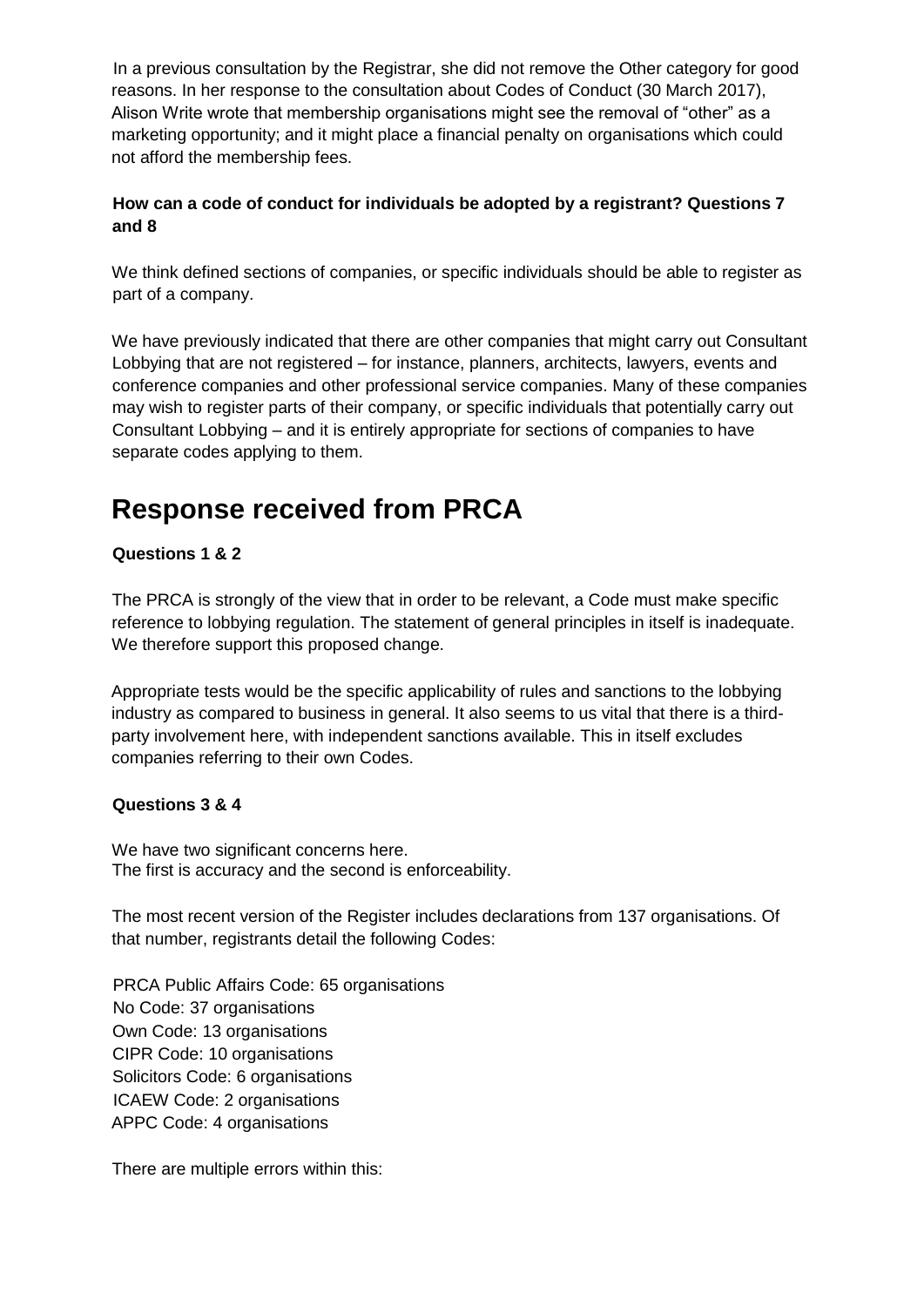In a previous consultation by the Registrar, she did not remove the Other category for good reasons. In her response to the consultation about Codes of Conduct (30 March 2017), Alison Write wrote that membership organisations might see the removal of "other" as a marketing opportunity; and it might place a financial penalty on organisations which could not afford the membership fees.

**How can a code of conduct for individuals be adopted by a registrant? Questions 7 and 8**

We think defined sections of companies, or specific individuals should be able to register as part of a company.

We have previously indicated that there are other companies that might carry out Consultant Lobbying that are not registered – for instance, planners, architects, lawyers, events and conference companies and other professional service companies. Many of these companies may wish to register parts of their company, or specific individuals that potentially carry out Consultant Lobbying – and it is entirely appropriate for sections of companies to have separate codes applying to them.

# Response received from PRCA

**Questions 1 & 2**

The PRCA is strongly of the view that in order to be relevant, a Code must make specific reference to lobbying regulation. The statement of general principles in itself is inadequate. We therefore support this proposed change.

Appropriate tests would be the specific applicability of rules and sanctions to the lobbying industry as compared to business in general. It also seems to us vital that there is a third-party involvement here, with independent sanctions available. This in itself excludes companies referring to their own Codes.

**Questions 3 & 4**

We have two significant concerns here.
The first is accuracy and the second is enforceability.

The most recent version of the Register includes declarations from 137 organisations. Of that number, registrants detail the following Codes:

PRCA Public Affairs Code: 65 organisations
No Code: 37 organisations
Own Code: 13 organisations
CIPR Code: 10 organisations
Solicitors Code: 6 organisations
ICAEW Code: 2 organisations
APPC Code: 4 organisations

There are multiple errors within this: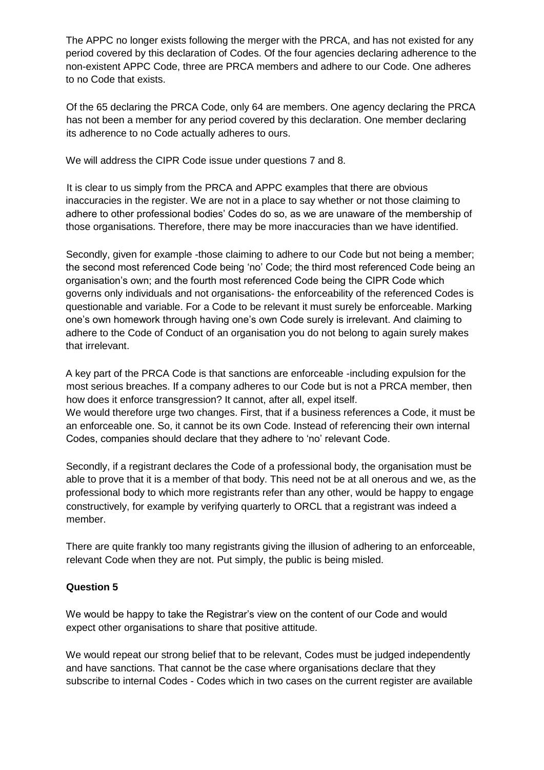The APPC no longer exists following the merger with the PRCA, and has not existed for any period covered by this declaration of Codes. Of the four agencies declaring adherence to the non-existent APPC Code, three are PRCA members and adhere to our Code. One adheres to no Code that exists.

Of the 65 declaring the PRCA Code, only 64 are members. One agency declaring the PRCA has not been a member for any period covered by this declaration. One member declaring its adherence to no Code actually adheres to ours.

We will address the CIPR Code issue under questions 7 and 8.

It is clear to us simply from the PRCA and APPC examples that there are obvious inaccuracies in the register. We are not in a place to say whether or not those claiming to adhere to other professional bodies' Codes do so, as we are unaware of the membership of those organisations. Therefore, there may be more inaccuracies than we have identified.

Secondly, given for example -those claiming to adhere to our Code but not being a member; the second most referenced Code being 'no' Code; the third most referenced Code being an organisation's own; and the fourth most referenced Code being the CIPR Code which governs only individuals and not organisations- the enforceability of the referenced Codes is questionable and variable. For a Code to be relevant it must surely be enforceable. Marking one's own homework through having one's own Code surely is irrelevant. And claiming to adhere to the Code of Conduct of an organisation you do not belong to again surely makes that irrelevant.

A key part of the PRCA Code is that sanctions are enforceable -including expulsion for the most serious breaches. If a company adheres to our Code but is not a PRCA member, then how does it enforce transgression? It cannot, after all, expel itself.
We would therefore urge two changes. First, that if a business references a Code, it must be an enforceable one. So, it cannot be its own Code. Instead of referencing their own internal Codes, companies should declare that they adhere to 'no' relevant Code.

Secondly, if a registrant declares the Code of a professional body, the organisation must be able to prove that it is a member of that body. This need not be at all onerous and we, as the professional body to which more registrants refer than any other, would be happy to engage constructively, for example by verifying quarterly to ORCL that a registrant was indeed a member.

There are quite frankly too many registrants giving the illusion of adhering to an enforceable, relevant Code when they are not. Put simply, the public is being misled.

**Question 5**

We would be happy to take the Registrar's view on the content of our Code and would expect other organisations to share that positive attitude.

We would repeat our strong belief that to be relevant, Codes must be judged independently and have sanctions. That cannot be the case where organisations declare that they subscribe to internal Codes - Codes which in two cases on the current register are available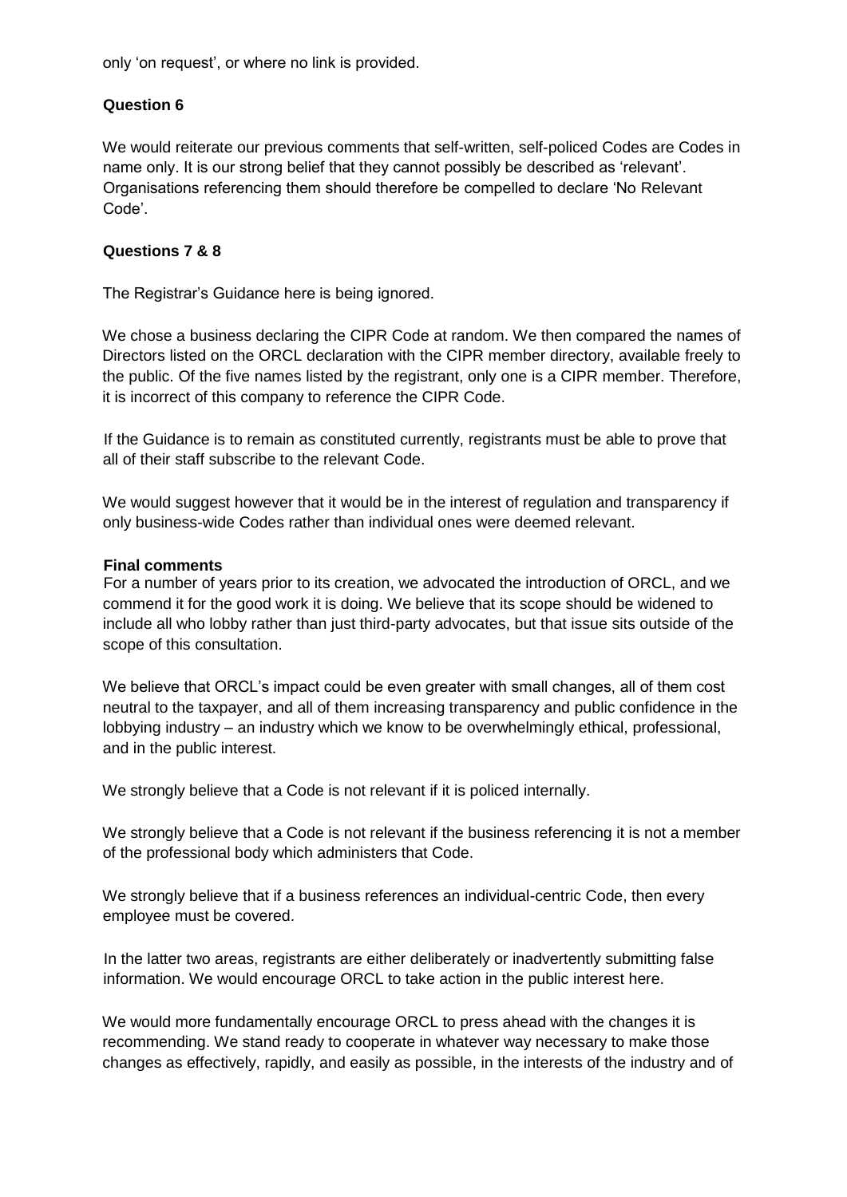only 'on request', or where no link is provided.

**Question 6**

We would reiterate our previous comments that self-written, self-policed Codes are Codes in name only. It is our strong belief that they cannot possibly be described as 'relevant'. Organisations referencing them should therefore be compelled to declare 'No Relevant Code'.

**Questions 7 & 8**

The Registrar's Guidance here is being ignored.

We chose a business declaring the CIPR Code at random. We then compared the names of Directors listed on the ORCL declaration with the CIPR member directory, available freely to the public. Of the five names listed by the registrant, only one is a CIPR member. Therefore, it is incorrect of this company to reference the CIPR Code.

If the Guidance is to remain as constituted currently, registrants must be able to prove that all of their staff subscribe to the relevant Code.

We would suggest however that it would be in the interest of regulation and transparency if only business-wide Codes rather than individual ones were deemed relevant.

**Final comments**

For a number of years prior to its creation, we advocated the introduction of ORCL, and we commend it for the good work it is doing. We believe that its scope should be widened to include all who lobby rather than just third-party advocates, but that issue sits outside of the scope of this consultation.

We believe that ORCL's impact could be even greater with small changes, all of them cost neutral to the taxpayer, and all of them increasing transparency and public confidence in the lobbying industry – an industry which we know to be overwhelmingly ethical, professional, and in the public interest.

We strongly believe that a Code is not relevant if it is policed internally.

We strongly believe that a Code is not relevant if the business referencing it is not a member of the professional body which administers that Code.

We strongly believe that if a business references an individual-centric Code, then every employee must be covered.

In the latter two areas, registrants are either deliberately or inadvertently submitting false information. We would encourage ORCL to take action in the public interest here.

We would more fundamentally encourage ORCL to press ahead with the changes it is recommending. We stand ready to cooperate in whatever way necessary to make those changes as effectively, rapidly, and easily as possible, in the interests of the industry and of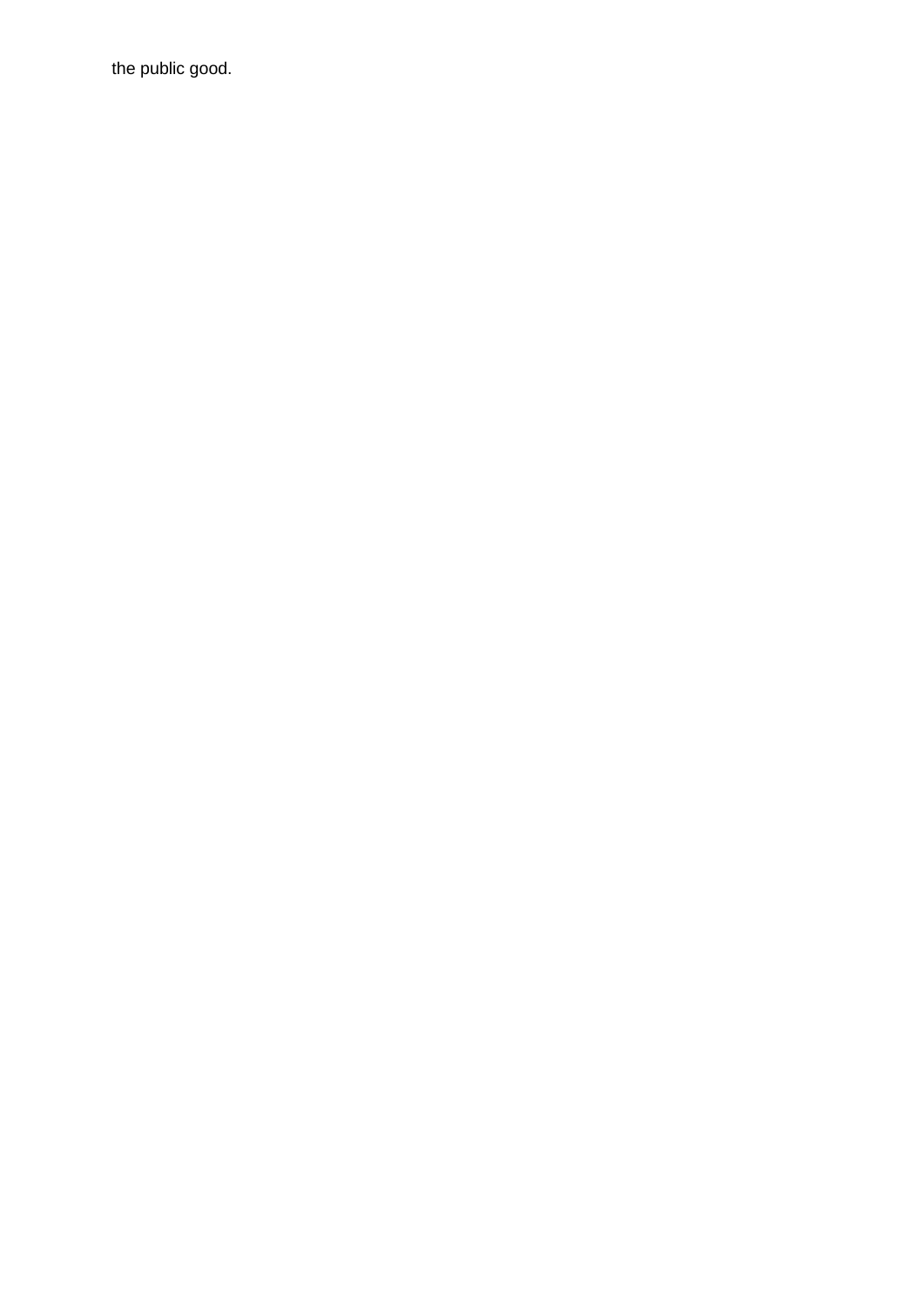the public good.